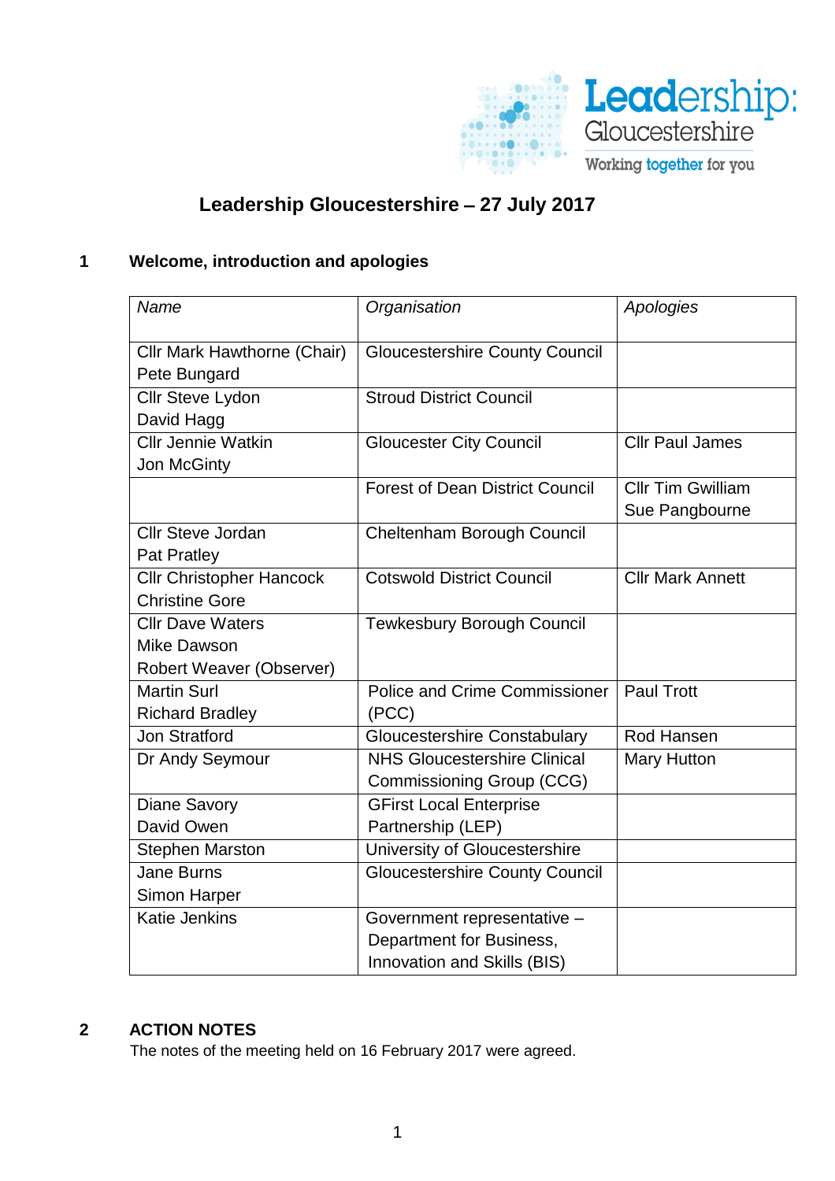# Leadership Gloucestershire – 27 July 2017

## 1 Welcome, introduction and apologies

| *Name* | *Organisation* | *Apologies* |
|---|---|---|
| Cllr Mark Hawthorne (Chair)<br>Pete Bungard | Gloucestershire County Council | |
| Cllr Steve Lydon<br>David Hagg | Stroud District Council | |
| Cllr Jennie Watkin<br>Jon McGinty | Gloucester City Council | Cllr Paul James |
| | Forest of Dean District Council | Cllr Tim Gwilliam<br>Sue Pangbourne |
| Cllr Steve Jordan<br>Pat Pratley | Cheltenham Borough Council | |
| Cllr Christopher Hancock<br>Christine Gore | Cotswold District Council | Cllr Mark Annett |
| Cllr Dave Waters<br>Mike Dawson<br>Robert Weaver (Observer) | Tewkesbury Borough Council | |
| Martin Surl<br>Richard Bradley | Police and Crime Commissioner (PCC) | Paul Trott |
| Jon Stratford | Gloucestershire Constabulary | Rod Hansen |
| Dr Andy Seymour | NHS Gloucestershire Clinical Commissioning Group (CCG) | Mary Hutton |
| Diane Savory<br>David Owen | GFirst Local Enterprise Partnership (LEP) | |
| Stephen Marston | University of Gloucestershire | |
| Jane Burns<br>Simon Harper | Gloucestershire County Council | |
| Katie Jenkins | Government representative – Department for Business, Innovation and Skills (BIS) | |

## 2 ACTION NOTES

The notes of the meeting held on 16 February 2017 were agreed.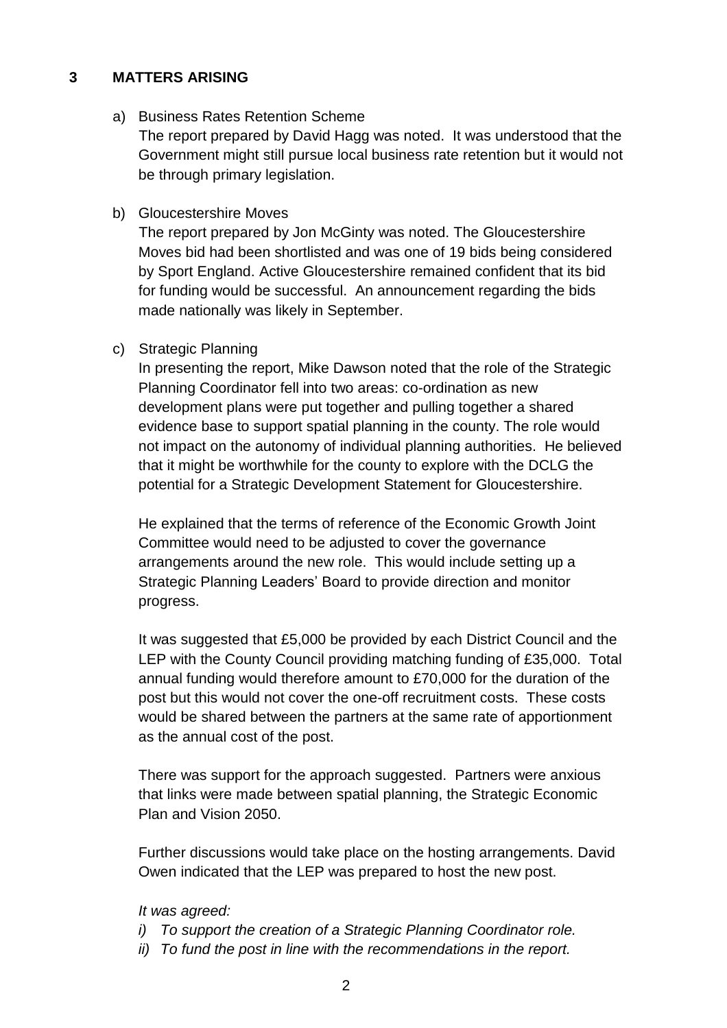## 3 MATTERS ARISING

a) Business Rates Retention Scheme

The report prepared by David Hagg was noted. It was understood that the Government might still pursue local business rate retention but it would not be through primary legislation.

b) Gloucestershire Moves

The report prepared by Jon McGinty was noted. The Gloucestershire Moves bid had been shortlisted and was one of 19 bids being considered by Sport England. Active Gloucestershire remained confident that its bid for funding would be successful. An announcement regarding the bids made nationally was likely in September.

c) Strategic Planning

In presenting the report, Mike Dawson noted that the role of the Strategic Planning Coordinator fell into two areas: co-ordination as new development plans were put together and pulling together a shared evidence base to support spatial planning in the county. The role would not impact on the autonomy of individual planning authorities. He believed that it might be worthwhile for the county to explore with the DCLG the potential for a Strategic Development Statement for Gloucestershire.

He explained that the terms of reference of the Economic Growth Joint Committee would need to be adjusted to cover the governance arrangements around the new role. This would include setting up a Strategic Planning Leaders' Board to provide direction and monitor progress.

It was suggested that £5,000 be provided by each District Council and the LEP with the County Council providing matching funding of £35,000. Total annual funding would therefore amount to £70,000 for the duration of the post but this would not cover the one-off recruitment costs. These costs would be shared between the partners at the same rate of apportionment as the annual cost of the post.

There was support for the approach suggested. Partners were anxious that links were made between spatial planning, the Strategic Economic Plan and Vision 2050.

Further discussions would take place on the hosting arrangements. David Owen indicated that the LEP was prepared to host the new post.

*It was agreed:*

*i) To support the creation of a Strategic Planning Coordinator role.*

*ii) To fund the post in line with the recommendations in the report.*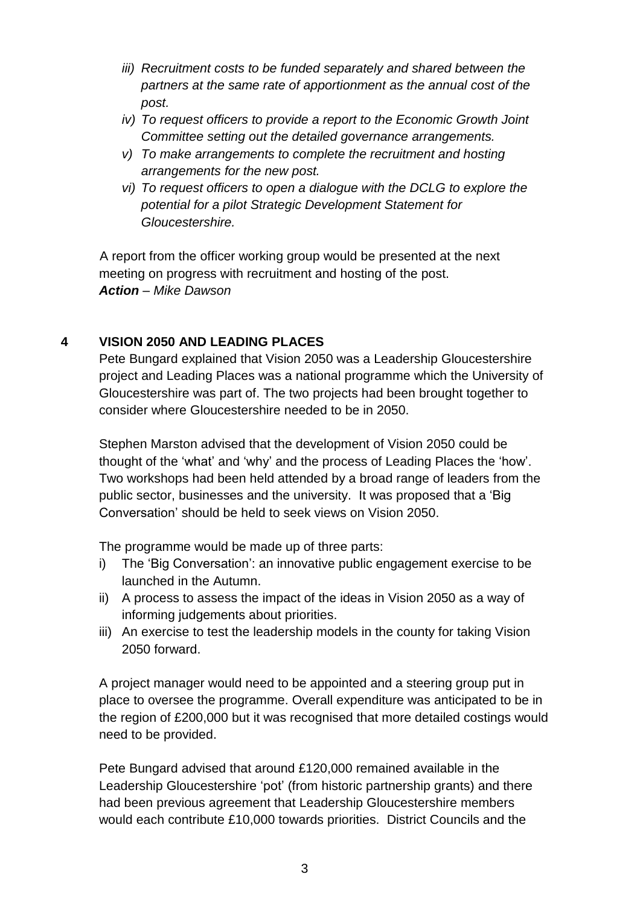*iii) Recruitment costs to be funded separately and shared between the partners at the same rate of apportionment as the annual cost of the post.*

*iv) To request officers to provide a report to the Economic Growth Joint Committee setting out the detailed governance arrangements.*

*v) To make arrangements to complete the recruitment and hosting arrangements for the new post.*

*vi) To request officers to open a dialogue with the DCLG to explore the potential for a pilot Strategic Development Statement for Gloucestershire.*

A report from the officer working group would be presented at the next meeting on progress with recruitment and hosting of the post.
***Action*** *– Mike Dawson*

## 4 VISION 2050 AND LEADING PLACES

Pete Bungard explained that Vision 2050 was a Leadership Gloucestershire project and Leading Places was a national programme which the University of Gloucestershire was part of. The two projects had been brought together to consider where Gloucestershire needed to be in 2050.

Stephen Marston advised that the development of Vision 2050 could be thought of the 'what' and 'why' and the process of Leading Places the 'how'. Two workshops had been held attended by a broad range of leaders from the public sector, businesses and the university. It was proposed that a 'Big Conversation' should be held to seek views on Vision 2050.

The programme would be made up of three parts:

i) The 'Big Conversation': an innovative public engagement exercise to be launched in the Autumn.
ii) A process to assess the impact of the ideas in Vision 2050 as a way of informing judgements about priorities.
iii) An exercise to test the leadership models in the county for taking Vision 2050 forward.

A project manager would need to be appointed and a steering group put in place to oversee the programme. Overall expenditure was anticipated to be in the region of £200,000 but it was recognised that more detailed costings would need to be provided.

Pete Bungard advised that around £120,000 remained available in the Leadership Gloucestershire 'pot' (from historic partnership grants) and there had been previous agreement that Leadership Gloucestershire members would each contribute £10,000 towards priorities. District Councils and the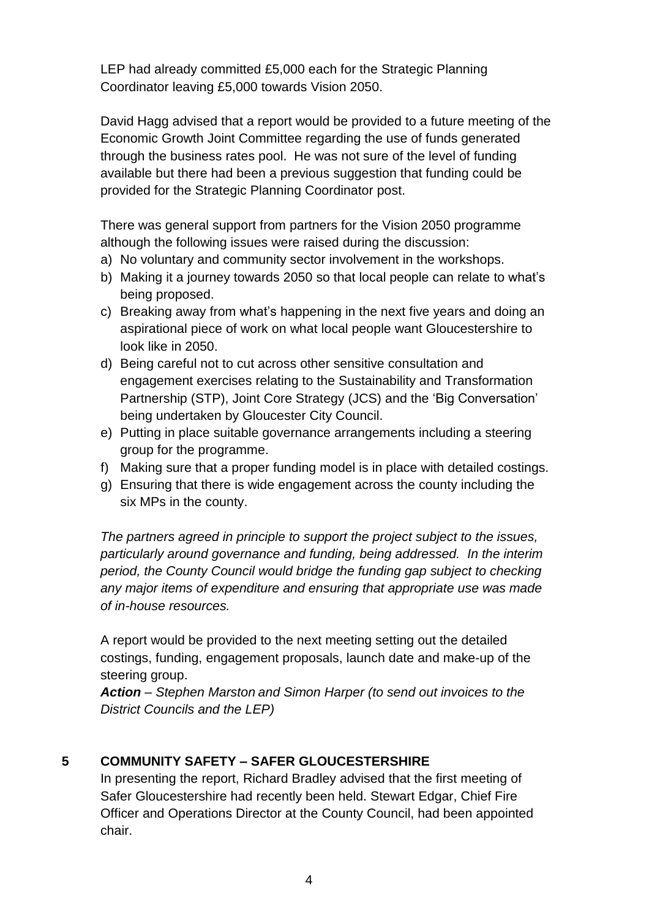LEP had already committed £5,000 each for the Strategic Planning Coordinator leaving £5,000 towards Vision 2050.

David Hagg advised that a report would be provided to a future meeting of the Economic Growth Joint Committee regarding the use of funds generated through the business rates pool. He was not sure of the level of funding available but there had been a previous suggestion that funding could be provided for the Strategic Planning Coordinator post.

There was general support from partners for the Vision 2050 programme although the following issues were raised during the discussion:

a) No voluntary and community sector involvement in the workshops.
b) Making it a journey towards 2050 so that local people can relate to what's being proposed.
c) Breaking away from what's happening in the next five years and doing an aspirational piece of work on what local people want Gloucestershire to look like in 2050.
d) Being careful not to cut across other sensitive consultation and engagement exercises relating to the Sustainability and Transformation Partnership (STP), Joint Core Strategy (JCS) and the 'Big Conversation' being undertaken by Gloucester City Council.
e) Putting in place suitable governance arrangements including a steering group for the programme.
f) Making sure that a proper funding model is in place with detailed costings.
g) Ensuring that there is wide engagement across the county including the six MPs in the county.

*The partners agreed in principle to support the project subject to the issues, particularly around governance and funding, being addressed. In the interim period, the County Council would bridge the funding gap subject to checking any major items of expenditure and ensuring that appropriate use was made of in-house resources.*

A report would be provided to the next meeting setting out the detailed costings, funding, engagement proposals, launch date and make-up of the steering group.
***Action*** *– Stephen Marston and Simon Harper (to send out invoices to the District Councils and the LEP)*

## 5 COMMUNITY SAFETY – SAFER GLOUCESTERSHIRE

In presenting the report, Richard Bradley advised that the first meeting of Safer Gloucestershire had recently been held. Stewart Edgar, Chief Fire Officer and Operations Director at the County Council, had been appointed chair.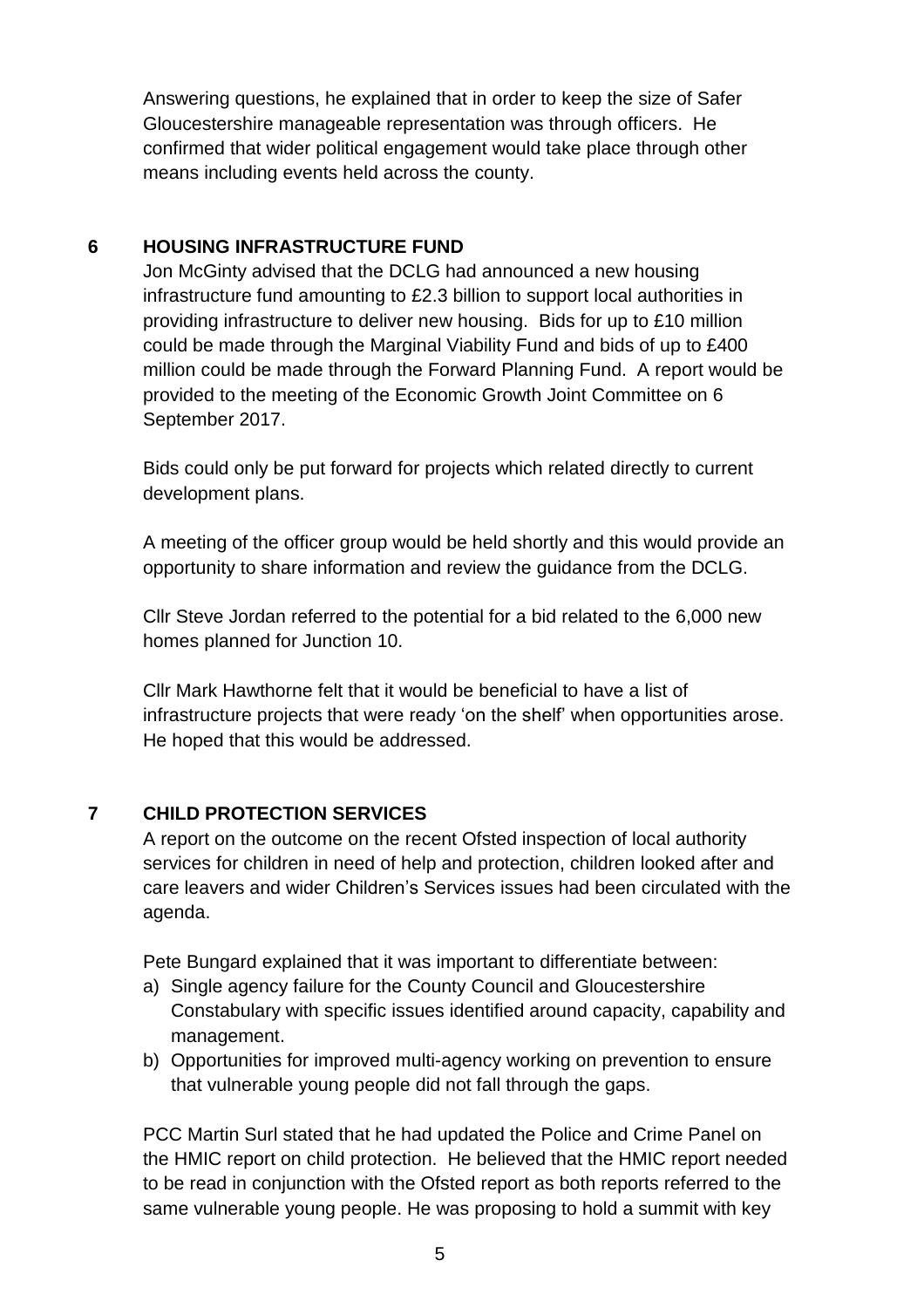Answering questions, he explained that in order to keep the size of Safer Gloucestershire manageable representation was through officers. He confirmed that wider political engagement would take place through other means including events held across the county.

## 6 HOUSING INFRASTRUCTURE FUND

Jon McGinty advised that the DCLG had announced a new housing infrastructure fund amounting to £2.3 billion to support local authorities in providing infrastructure to deliver new housing. Bids for up to £10 million could be made through the Marginal Viability Fund and bids of up to £400 million could be made through the Forward Planning Fund. A report would be provided to the meeting of the Economic Growth Joint Committee on 6 September 2017.

Bids could only be put forward for projects which related directly to current development plans.

A meeting of the officer group would be held shortly and this would provide an opportunity to share information and review the guidance from the DCLG.

Cllr Steve Jordan referred to the potential for a bid related to the 6,000 new homes planned for Junction 10.

Cllr Mark Hawthorne felt that it would be beneficial to have a list of infrastructure projects that were ready 'on the shelf' when opportunities arose. He hoped that this would be addressed.

## 7 CHILD PROTECTION SERVICES

A report on the outcome on the recent Ofsted inspection of local authority services for children in need of help and protection, children looked after and care leavers and wider Children's Services issues had been circulated with the agenda.

Pete Bungard explained that it was important to differentiate between:

a) Single agency failure for the County Council and Gloucestershire Constabulary with specific issues identified around capacity, capability and management.
b) Opportunities for improved multi-agency working on prevention to ensure that vulnerable young people did not fall through the gaps.

PCC Martin Surl stated that he had updated the Police and Crime Panel on the HMIC report on child protection. He believed that the HMIC report needed to be read in conjunction with the Ofsted report as both reports referred to the same vulnerable young people. He was proposing to hold a summit with key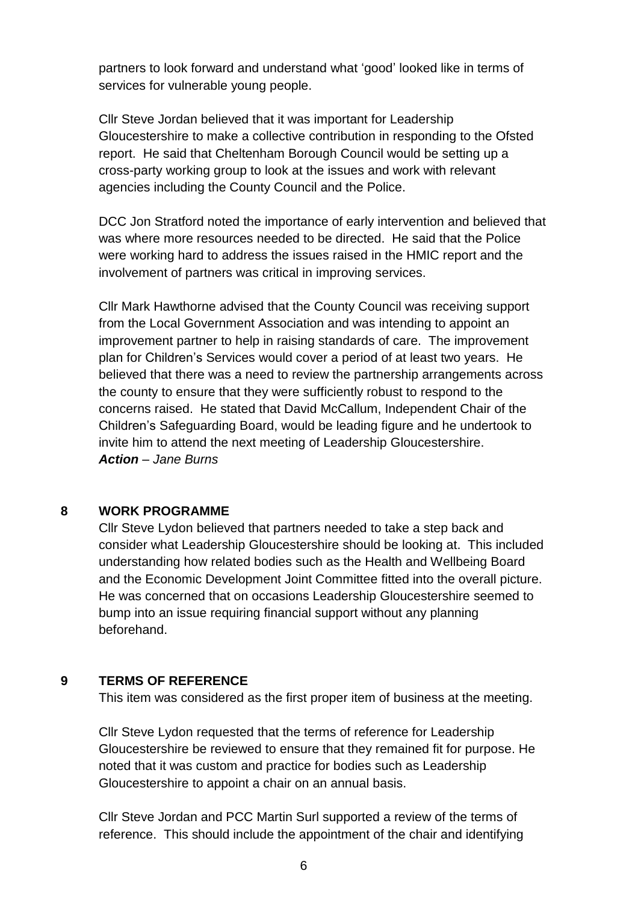partners to look forward and understand what 'good' looked like in terms of services for vulnerable young people.

Cllr Steve Jordan believed that it was important for Leadership Gloucestershire to make a collective contribution in responding to the Ofsted report. He said that Cheltenham Borough Council would be setting up a cross-party working group to look at the issues and work with relevant agencies including the County Council and the Police.

DCC Jon Stratford noted the importance of early intervention and believed that was where more resources needed to be directed. He said that the Police were working hard to address the issues raised in the HMIC report and the involvement of partners was critical in improving services.

Cllr Mark Hawthorne advised that the County Council was receiving support from the Local Government Association and was intending to appoint an improvement partner to help in raising standards of care. The improvement plan for Children's Services would cover a period of at least two years. He believed that there was a need to review the partnership arrangements across the county to ensure that they were sufficiently robust to respond to the concerns raised. He stated that David McCallum, Independent Chair of the Children's Safeguarding Board, would be leading figure and he undertook to invite him to attend the next meeting of Leadership Gloucestershire.
***Action*** *– Jane Burns*

## 8 WORK PROGRAMME

Cllr Steve Lydon believed that partners needed to take a step back and consider what Leadership Gloucestershire should be looking at. This included understanding how related bodies such as the Health and Wellbeing Board and the Economic Development Joint Committee fitted into the overall picture. He was concerned that on occasions Leadership Gloucestershire seemed to bump into an issue requiring financial support without any planning beforehand.

## 9 TERMS OF REFERENCE

This item was considered as the first proper item of business at the meeting.

Cllr Steve Lydon requested that the terms of reference for Leadership Gloucestershire be reviewed to ensure that they remained fit for purpose. He noted that it was custom and practice for bodies such as Leadership Gloucestershire to appoint a chair on an annual basis.

Cllr Steve Jordan and PCC Martin Surl supported a review of the terms of reference. This should include the appointment of the chair and identifying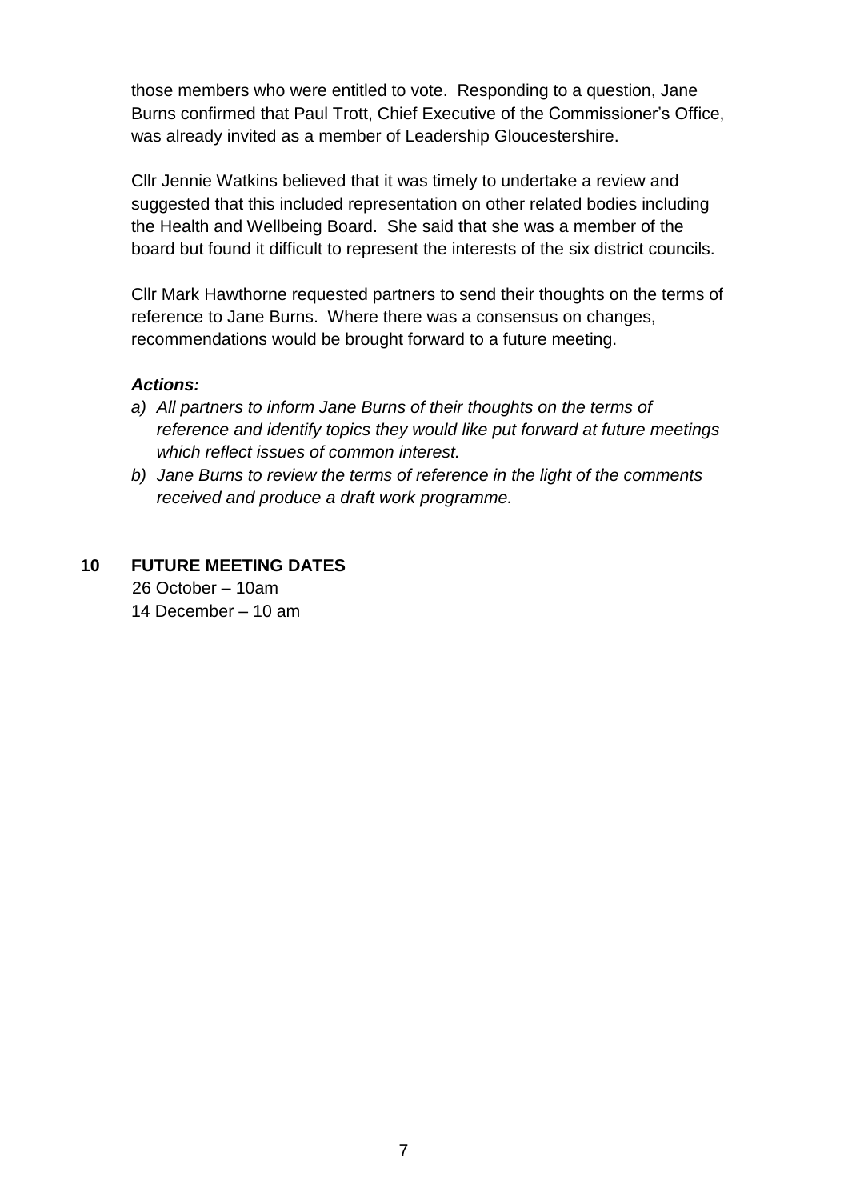those members who were entitled to vote. Responding to a question, Jane Burns confirmed that Paul Trott, Chief Executive of the Commissioner's Office, was already invited as a member of Leadership Gloucestershire.

Cllr Jennie Watkins believed that it was timely to undertake a review and suggested that this included representation on other related bodies including the Health and Wellbeing Board. She said that she was a member of the board but found it difficult to represent the interests of the six district councils.

Cllr Mark Hawthorne requested partners to send their thoughts on the terms of reference to Jane Burns. Where there was a consensus on changes, recommendations would be brought forward to a future meeting.

***Actions:***

*a) All partners to inform Jane Burns of their thoughts on the terms of reference and identify topics they would like put forward at future meetings which reflect issues of common interest.*

*b) Jane Burns to review the terms of reference in the light of the comments received and produce a draft work programme.*

## 10 FUTURE MEETING DATES

26 October – 10am

14 December – 10 am